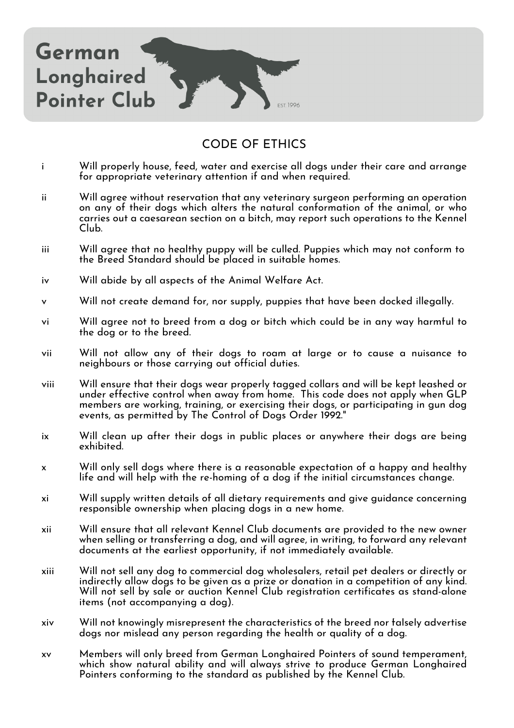# German Longhaired Pointer Club

EST. 1996

## CODE OF ETHICS

i Will properly house, feed, water and exercise all dogs under their care and arrange for appropriate veterinary attention if and when required.

ii Will agree without reservation that any veterinary surgeon performing an operation on any of their dogs which alters the natural conformation of the animal, or who carries out a caesarean section on a bitch, may report such operations to the Kennel Club.

iii Will agree that no healthy puppy will be culled. Puppies which may not conform to the Breed Standard should be placed in suitable homes.

iv Will abide by all aspects of the Animal Welfare Act.

v Will not create demand for, nor supply, puppies that have been docked illegally.

vi Will agree not to breed from a dog or bitch which could be in any way harmful to the dog or to the breed.

vii Will not allow any of their dogs to roam at large or to cause a nuisance to neighbours or those carrying out official duties.

viii Will ensure that their dogs wear properly tagged collars and will be kept leashed or under effective control when away from home. This code does not apply when GLP members are working, training, or exercising their dogs, or participating in gun dog events, as permitted by The Control of Dogs Order 1992."

ix Will clean up after their dogs in public places or anywhere their dogs are being exhibited.

x Will only sell dogs where there is a reasonable expectation of a happy and healthy life and will help with the re-homing of a dog if the initial circumstances change.

xi Will supply written details of all dietary requirements and give guidance concerning responsible ownership when placing dogs in a new home.

xii Will ensure that all relevant Kennel Club documents are provided to the new owner when selling or transferring a dog, and will agree, in writing, to forward any relevant documents at the earliest opportunity, if not immediately available.

xiii Will not sell any dog to commercial dog wholesalers, retail pet dealers or directly or indirectly allow dogs to be given as a prize or donation in a competition of any kind. Will not sell by sale or auction Kennel Club registration certificates as stand-alone items (not accompanying a dog).

xiv Will not knowingly misrepresent the characteristics of the breed nor falsely advertise dogs nor mislead any person regarding the health or quality of a dog.

xv Members will only breed from German Longhaired Pointers of sound temperament, which show natural ability and will always strive to produce German Longhaired Pointers conforming to the standard as published by the Kennel Club.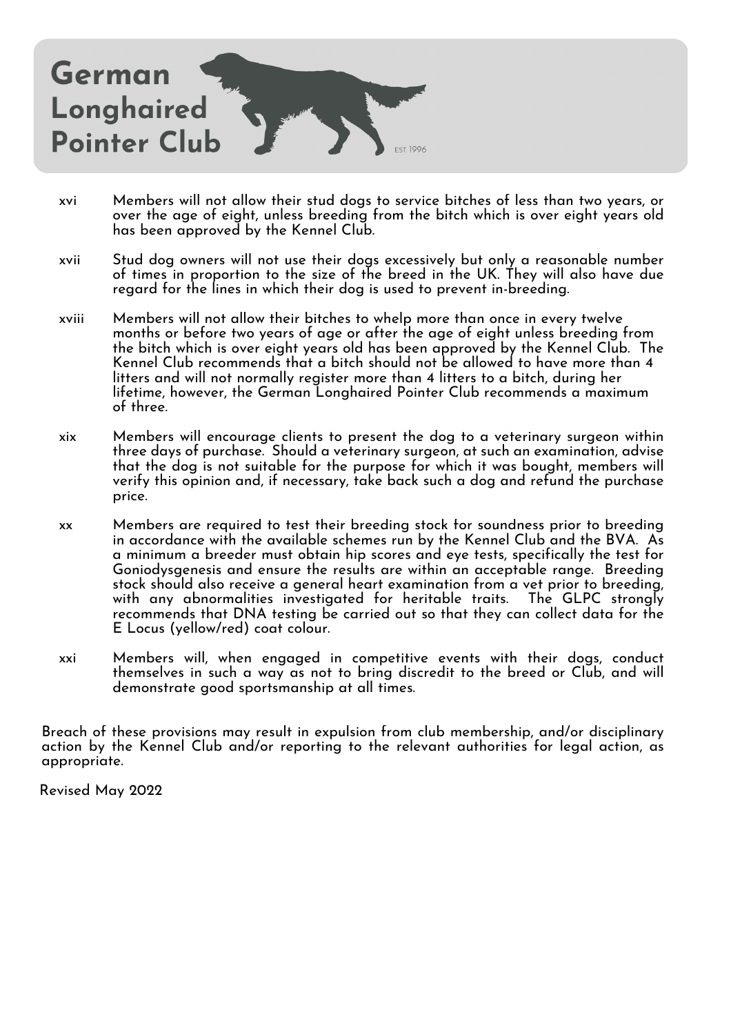# German Longhaired Pointer Club

EST 1996

xvi Members will not allow their stud dogs to service bitches of less than two years, or over the age of eight, unless breeding from the bitch which is over eight years old has been approved by the Kennel Club.

xvii Stud dog owners will not use their dogs excessively but only a reasonable number of times in proportion to the size of the breed in the UK. They will also have due regard for the lines in which their dog is used to prevent in-breeding.

xviii Members will not allow their bitches to whelp more than once in every twelve months or before two years of age or after the age of eight unless breeding from the bitch which is over eight years old has been approved by the Kennel Club. The Kennel Club recommends that a bitch should not be allowed to have more than 4 litters and will not normally register more than 4 litters to a bitch, during her lifetime, however, the German Longhaired Pointer Club recommends a maximum of three.

xix Members will encourage clients to present the dog to a veterinary surgeon within three days of purchase. Should a veterinary surgeon, at such an examination, advise that the dog is not suitable for the purpose for which it was bought, members will verify this opinion and, if necessary, take back such a dog and refund the purchase price.

xx Members are required to test their breeding stock for soundness prior to breeding in accordance with the available schemes run by the Kennel Club and the BVA. As a minimum a breeder must obtain hip scores and eye tests, specifically the test for Goniodysgenesis and ensure the results are within an acceptable range. Breeding stock should also receive a general heart examination from a vet prior to breeding, with any abnormalities investigated for heritable traits. The GLPC strongly recommends that DNA testing be carried out so that they can collect data for the E Locus (yellow/red) coat colour.

xxi Members will, when engaged in competitive events with their dogs, conduct themselves in such a way as not to bring discredit to the breed or Club, and will demonstrate good sportsmanship at all times.

Breach of these provisions may result in expulsion from club membership, and/or disciplinary action by the Kennel Club and/or reporting to the relevant authorities for legal action, as appropriate.

Revised May 2022